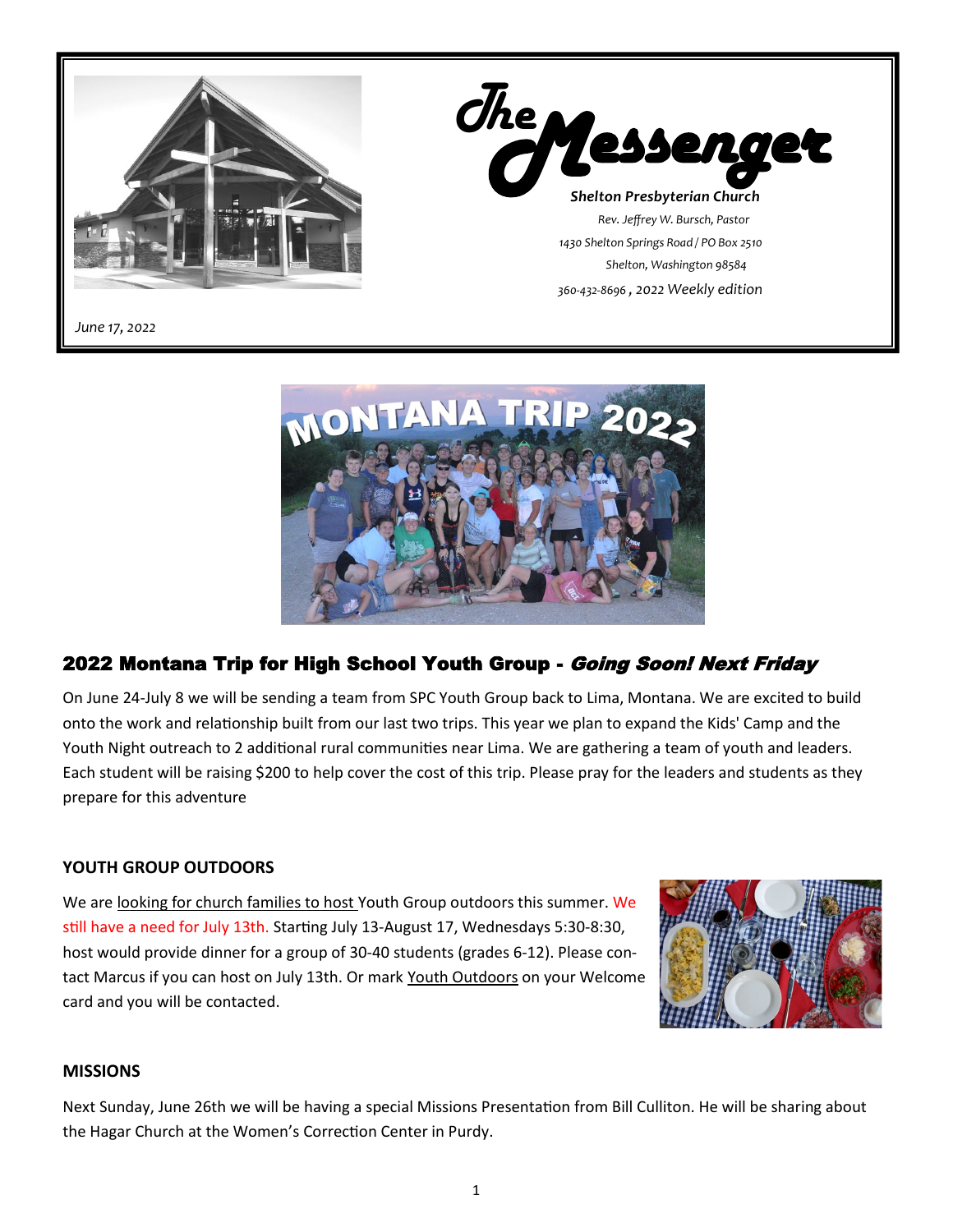# The Messenger

**Shelton Presbyterian Church**

*Rev. Jeffrey W. Bursch, Pastor*

*1430 Shelton Springs Road / PO Box 2510*

*Shelton, Washington 98584*

*360-432-8696 , 2022 Weekly edition*

*June 17, 2022*

## 2022 Montana Trip for High School Youth Group - *Going Soon! Next Friday*

On June 24-July 8 we will be sending a team from SPC Youth Group back to Lima, Montana. We are excited to build onto the work and relationship built from our last two trips. This year we plan to expand the Kids' Camp and the Youth Night outreach to 2 additional rural communities near Lima. We are gathering a team of youth and leaders. Each student will be raising $200 to help cover the cost of this trip. Please pray for the leaders and students as they prepare for this adventure

### YOUTH GROUP OUTDOORS

We are looking for church families to host Youth Group outdoors this summer. We still have a need for July 13th. Starting July 13-August 17, Wednesdays 5:30-8:30, host would provide dinner for a group of 30-40 students (grades 6-12). Please contact Marcus if you can host on July 13th. Or mark Youth Outdoors on your Welcome card and you will be contacted.

### MISSIONS

Next Sunday, June 26th we will be having a special Missions Presentation from Bill Culliton. He will be sharing about the Hagar Church at the Women's Correction Center in Purdy.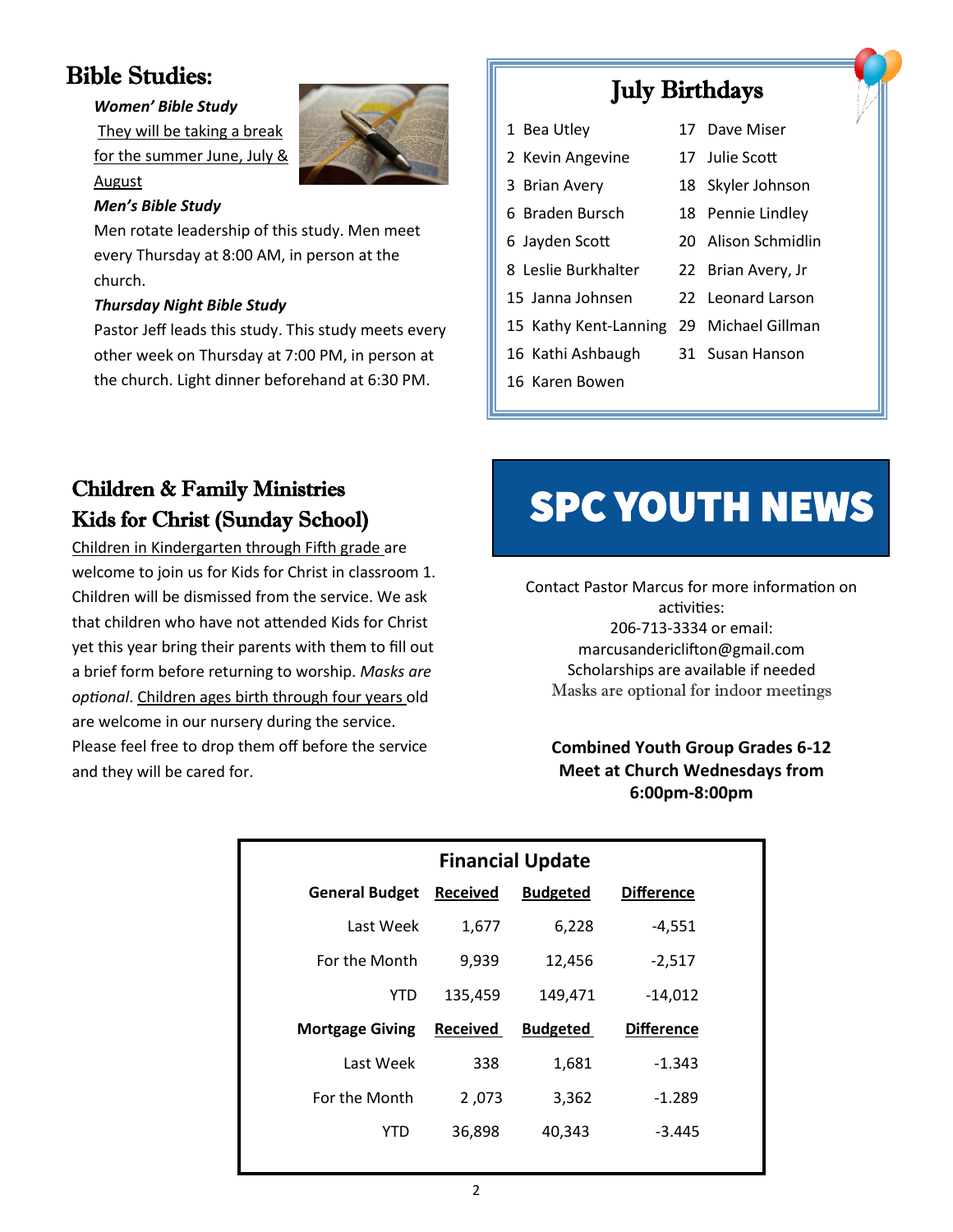## Bible Studies:

***Women' Bible Study***

They will be taking a break for the summer June, July & August

***Men's Bible Study***

Men rotate leadership of this study. Men meet every Thursday at 8:00 AM, in person at the church.

***Thursday Night Bible Study***

Pastor Jeff leads this study. This study meets every other week on Thursday at 7:00 PM, in person at the church. Light dinner beforehand at 6:30 PM.

## July Birthdays

| | |
|---|---|
| 1 Bea Utley | 17 Dave Miser |
| 2 Kevin Angevine | 17 Julie Scott |
| 3 Brian Avery | 18 Skyler Johnson |
| 6 Braden Bursch | 18 Pennie Lindley |
| 6 Jayden Scott | 20 Alison Schmidlin |
| 8 Leslie Burkhalter | 22 Brian Avery, Jr |
| 15 Janna Johnsen | 22 Leonard Larson |
| 15 Kathy Kent-Lanning | 29 Michael Gillman |
| 16 Kathi Ashbaugh | 31 Susan Hanson |
| 16 Karen Bowen | |

## Children & Family Ministries
## Kids for Christ (Sunday School)

Children in Kindergarten through Fifth grade are welcome to join us for Kids for Christ in classroom 1. Children will be dismissed from the service. We ask that children who have not attended Kids for Christ yet this year bring their parents with them to fill out a brief form before returning to worship. *Masks are optional*. Children ages birth through four years old are welcome in our nursery during the service. Please feel free to drop them off before the service and they will be cared for.

# SPC YOUTH NEWS

Contact Pastor Marcus for more information on activities:
206-713-3334 or email:
marcusandericlifton@gmail.com
Scholarships are available if needed
Masks are optional for indoor meetings

**Combined Youth Group Grades 6-12**
**Meet at Church Wednesdays from 6:00pm-8:00pm**

### Financial Update

| General Budget | Received | Budgeted | Difference |
|---|---|---|---|
| Last Week | 1,677 | 6,228 | -4,551 |
| For the Month | 9,939 | 12,456 | -2,517 |
| YTD | 135,459 | 149,471 | -14,012 |
| **Mortgage Giving** | **Received** | **Budgeted** | **Difference** |
| Last Week | 338 | 1,681 | -1.343 |
| For the Month | 2 ,073 | 3,362 | -1.289 |
| YTD | 36,898 | 40,343 | -3.445 |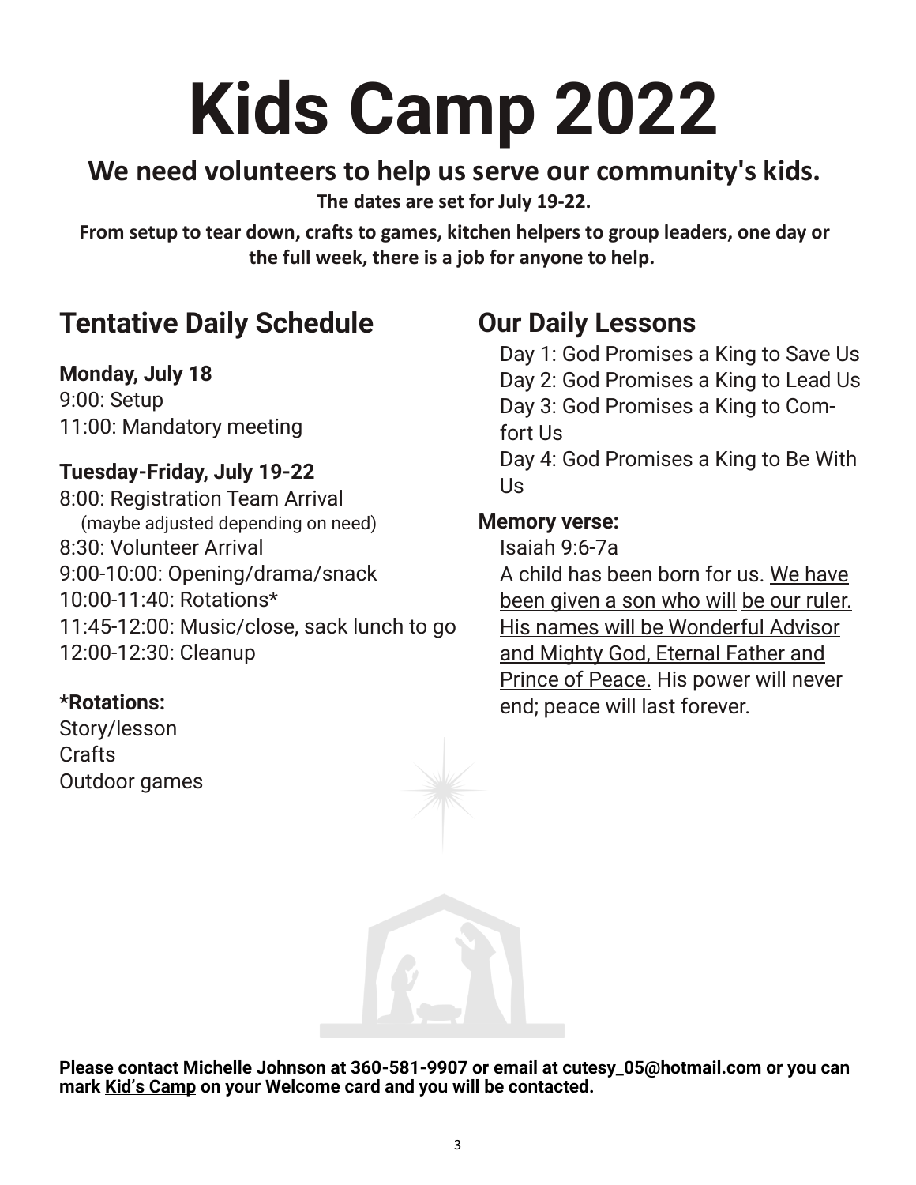# Kids Camp 2022

**We need volunteers to help us serve our community's kids.**

**The dates are set for July 19-22.**

**From setup to tear down, crafts to games, kitchen helpers to group leaders, one day or the full week, there is a job for anyone to help.**

## Tentative Daily Schedule

**Monday, July 18**

9:00: Setup
11:00: Mandatory meeting

**Tuesday-Friday, July 19-22**

8:00: Registration Team Arrival
(maybe adjusted depending on need)
8:30: Volunteer Arrival
9:00-10:00: Opening/drama/snack
10:00-11:40: Rotations*
11:45-12:00: Music/close, sack lunch to go
12:00-12:30: Cleanup

**\*Rotations:**

Story/lesson
Crafts
Outdoor games

## Our Daily Lessons

Day 1: God Promises a King to Save Us
Day 2: God Promises a King to Lead Us
Day 3: God Promises a King to Comfort Us
Day 4: God Promises a King to Be With Us

**Memory verse:**

Isaiah 9:6-7a
A child has been born for us. <u>We have been given a son who will</u> <u>be our ruler. His names will be Wonderful Advisor and Mighty God, Eternal Father and Prince of Peace.</u> His power will never end; peace will last forever.

**Please contact Michelle Johnson at 360-581-9907 or email at cutesy_05@hotmail.com or you can mark <u>Kid's Camp</u> on your Welcome card and you will be contacted.**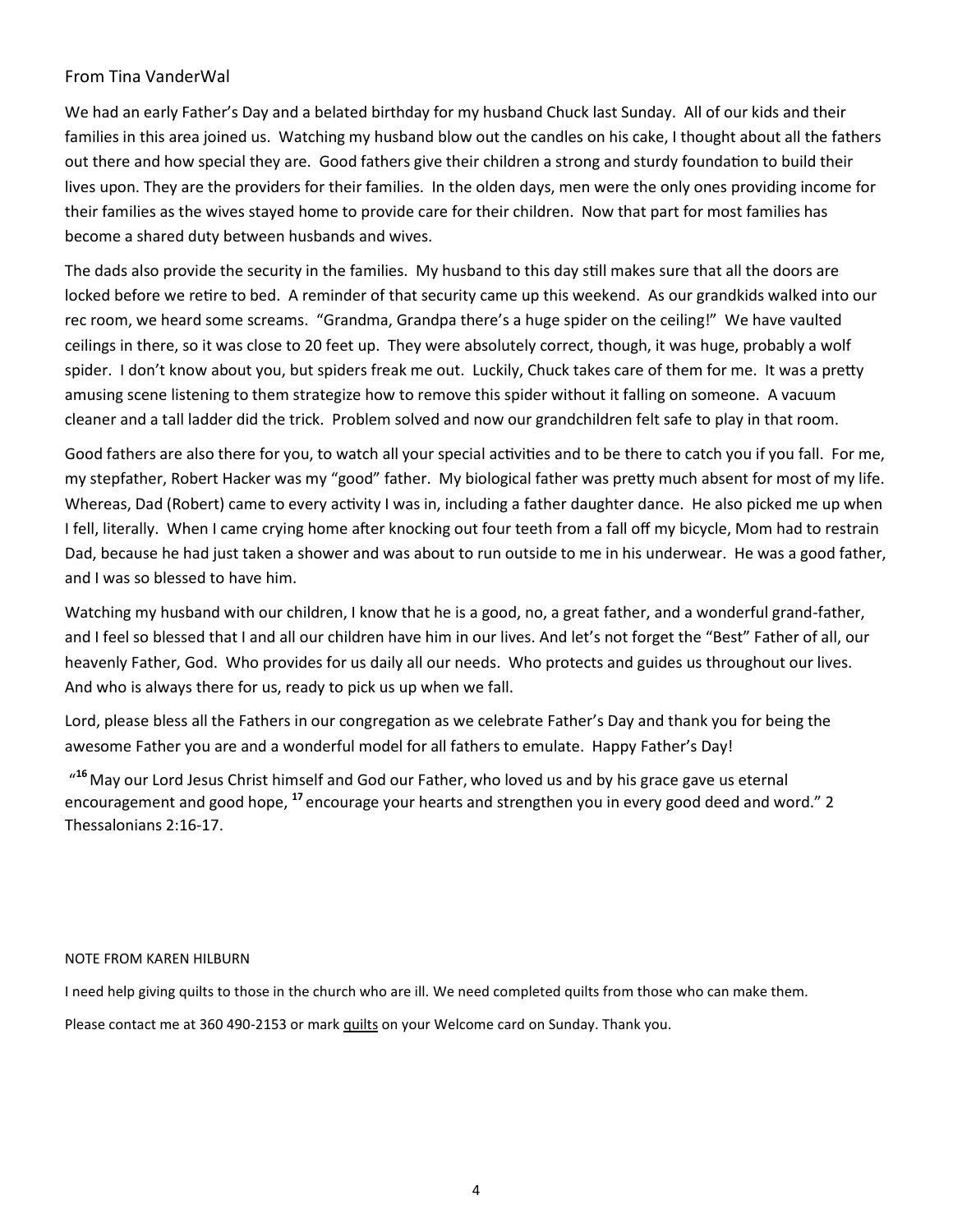## From Tina VanderWal

We had an early Father's Day and a belated birthday for my husband Chuck last Sunday. All of our kids and their families in this area joined us. Watching my husband blow out the candles on his cake, I thought about all the fathers out there and how special they are. Good fathers give their children a strong and sturdy foundation to build their lives upon. They are the providers for their families. In the olden days, men were the only ones providing income for their families as the wives stayed home to provide care for their children. Now that part for most families has become a shared duty between husbands and wives.

The dads also provide the security in the families. My husband to this day still makes sure that all the doors are locked before we retire to bed. A reminder of that security came up this weekend. As our grandkids walked into our rec room, we heard some screams. "Grandma, Grandpa there's a huge spider on the ceiling!" We have vaulted ceilings in there, so it was close to 20 feet up. They were absolutely correct, though, it was huge, probably a wolf spider. I don't know about you, but spiders freak me out. Luckily, Chuck takes care of them for me. It was a pretty amusing scene listening to them strategize how to remove this spider without it falling on someone. A vacuum cleaner and a tall ladder did the trick. Problem solved and now our grandchildren felt safe to play in that room.

Good fathers are also there for you, to watch all your special activities and to be there to catch you if you fall. For me, my stepfather, Robert Hacker was my "good" father. My biological father was pretty much absent for most of my life. Whereas, Dad (Robert) came to every activity I was in, including a father daughter dance. He also picked me up when I fell, literally. When I came crying home after knocking out four teeth from a fall off my bicycle, Mom had to restrain Dad, because he had just taken a shower and was about to run outside to me in his underwear. He was a good father, and I was so blessed to have him.

Watching my husband with our children, I know that he is a good, no, a great father, and a wonderful grand-father, and I feel so blessed that I and all our children have him in our lives. And let's not forget the "Best" Father of all, our heavenly Father, God. Who provides for us daily all our needs. Who protects and guides us throughout our lives. And who is always there for us, ready to pick us up when we fall.

Lord, please bless all the Fathers in our congregation as we celebrate Father's Day and thank you for being the awesome Father you are and a wonderful model for all fathers to emulate. Happy Father's Day!

"**16** May our Lord Jesus Christ himself and God our Father, who loved us and by his grace gave us eternal encouragement and good hope, **17** encourage your hearts and strengthen you in every good deed and word." 2 Thessalonians 2:16-17.

NOTE FROM KAREN HILBURN

I need help giving quilts to those in the church who are ill. We need completed quilts from those who can make them.

Please contact me at 360 490-2153 or mark quilts on your Welcome card on Sunday. Thank you.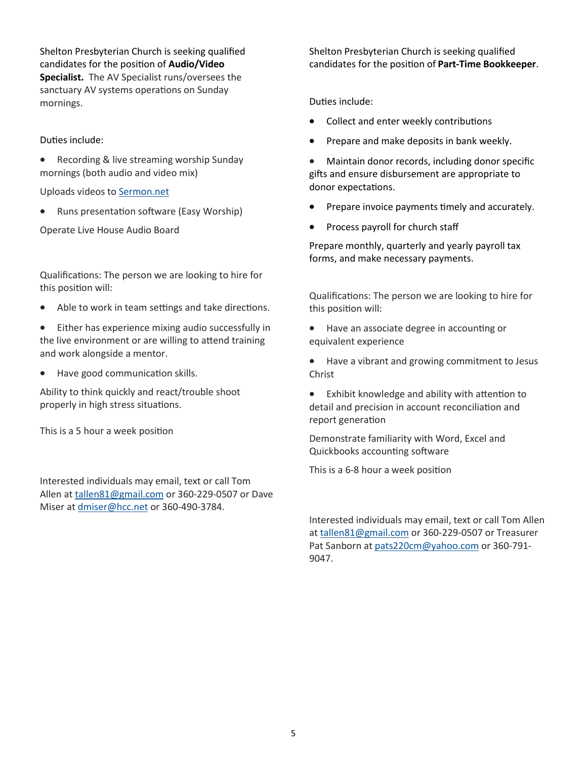Shelton Presbyterian Church is seeking qualified candidates for the position of **Audio/Video Specialist.** The AV Specialist runs/oversees the sanctuary AV systems operations on Sunday mornings.

Duties include:

- Recording & live streaming worship Sunday mornings (both audio and video mix)

Uploads videos to Sermon.net

- Runs presentation software (Easy Worship)

Operate Live House Audio Board

Qualifications: The person we are looking to hire for this position will:

- Able to work in team settings and take directions.
- Either has experience mixing audio successfully in the live environment or are willing to attend training and work alongside a mentor.
- Have good communication skills.

Ability to think quickly and react/trouble shoot properly in high stress situations.

This is a 5 hour a week position

Interested individuals may email, text or call Tom Allen at tallen81@gmail.com or 360-229-0507 or Dave Miser at dmiser@hcc.net or 360-490-3784.

Shelton Presbyterian Church is seeking qualified candidates for the position of **Part-Time Bookkeeper**.

Duties include:

- Collect and enter weekly contributions
- Prepare and make deposits in bank weekly.
- Maintain donor records, including donor specific gifts and ensure disbursement are appropriate to donor expectations.
- Prepare invoice payments timely and accurately.
- Process payroll for church staff

Prepare monthly, quarterly and yearly payroll tax forms, and make necessary payments.

Qualifications: The person we are looking to hire for this position will:

- Have an associate degree in accounting or equivalent experience
- Have a vibrant and growing commitment to Jesus Christ
- Exhibit knowledge and ability with attention to detail and precision in account reconciliation and report generation

Demonstrate familiarity with Word, Excel and Quickbooks accounting software

This is a 6-8 hour a week position

Interested individuals may email, text or call Tom Allen at tallen81@gmail.com or 360-229-0507 or Treasurer Pat Sanborn at pats220cm@yahoo.com or 360-791-9047.